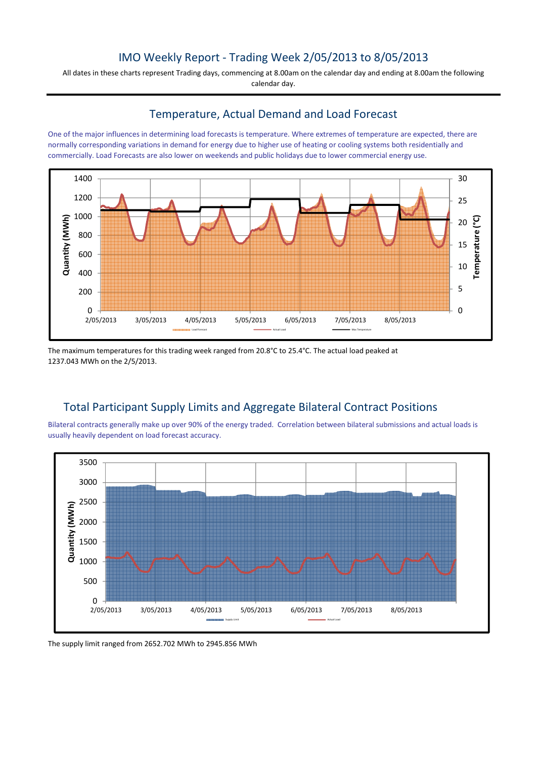# IMO Weekly Report - Trading Week 2/05/2013 to 8/05/2013

All dates in these charts represent Trading days, commencing at 8.00am on the calendar day and ending at 8.00am the following calendar day.

## Temperature, Actual Demand and Load Forecast

One of the major influences in determining load forecasts is temperature. Where extremes of temperature are expected, there are normally corresponding variations in demand for energy due to higher use of heating or cooling systems both residentially and commercially. Load Forecasts are also lower on weekends and public holidays due to lower commercial energy use.

The maximum temperatures for this trading week ranged from 20.8°C to 25.4°C. The actual load peaked at 1237.043 MWh on the 2/5/2013.

## Total Participant Supply Limits and Aggregate Bilateral Contract Positions

Bilateral contracts generally make up over 90% of the energy traded. Correlation between bilateral submissions and actual loads is usually heavily dependent on load forecast accuracy.

The supply limit ranged from 2652.702 MWh to 2945.856 MWh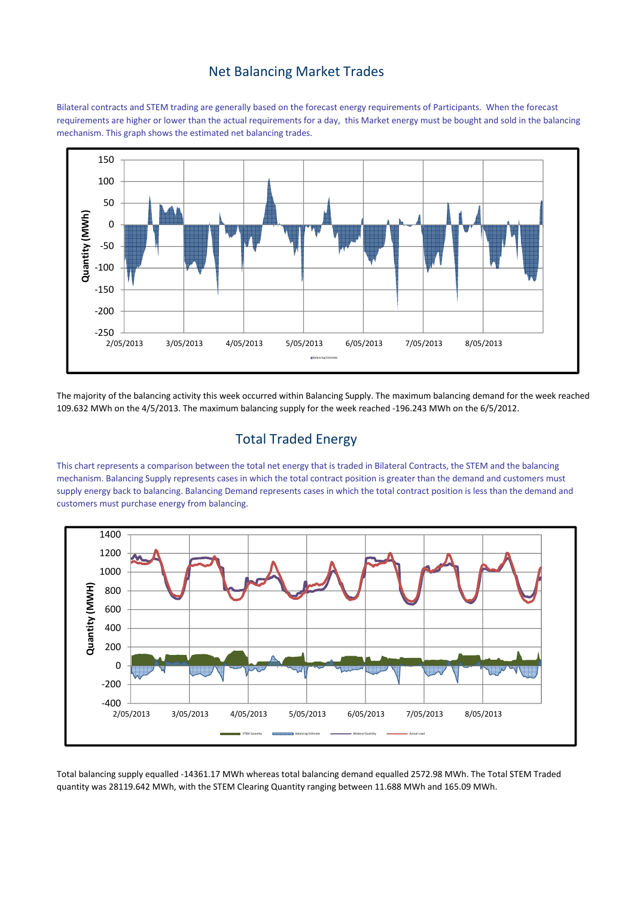## Net Balancing Market Trades

Bilateral contracts and STEM trading are generally based on the forecast energy requirements of Participants. When the forecast requirements are higher or lower than the actual requirements for a day, this Market energy must be bought and sold in the balancing mechanism. This graph shows the estimated net balancing trades.

Quantity (MWh)
150
100
50
0
-50
-100
-150
-200
-250
2/05/2013
3/05/2013
4/05/2013
5/05/2013
6/05/2013
7/05/2013
8/05/2013
Balancing Estimate

The majority of the balancing activity this week occurred within Balancing Supply. The maximum balancing demand for the week reached 109.632 MWh on the 4/5/2013. The maximum balancing supply for the week reached -196.243 MWh on the 6/5/2012.

## Total Traded Energy

This chart represents a comparison between the total net energy that is traded in Bilateral Contracts, the STEM and the balancing mechanism. Balancing Supply represents cases in which the total contract position is greater than the demand and customers must supply energy back to balancing. Balancing Demand represents cases in which the total contract position is less than the demand and customers must purchase energy from balancing.

Quantity (MWH)
1400
1200
1000
800
600
400
200
0
-200
-400
2/05/2013
3/05/2013
4/05/2013
5/05/2013
6/05/2013
7/05/2013
8/05/2013
STEM Quantity
Balancing Estimate
Bilateral Quantity
Actual Load

Total balancing supply equalled -14361.17 MWh whereas total balancing demand equalled 2572.98 MWh. The Total STEM Traded quantity was 28119.642 MWh, with the STEM Clearing Quantity ranging between 11.688 MWh and 165.09 MWh.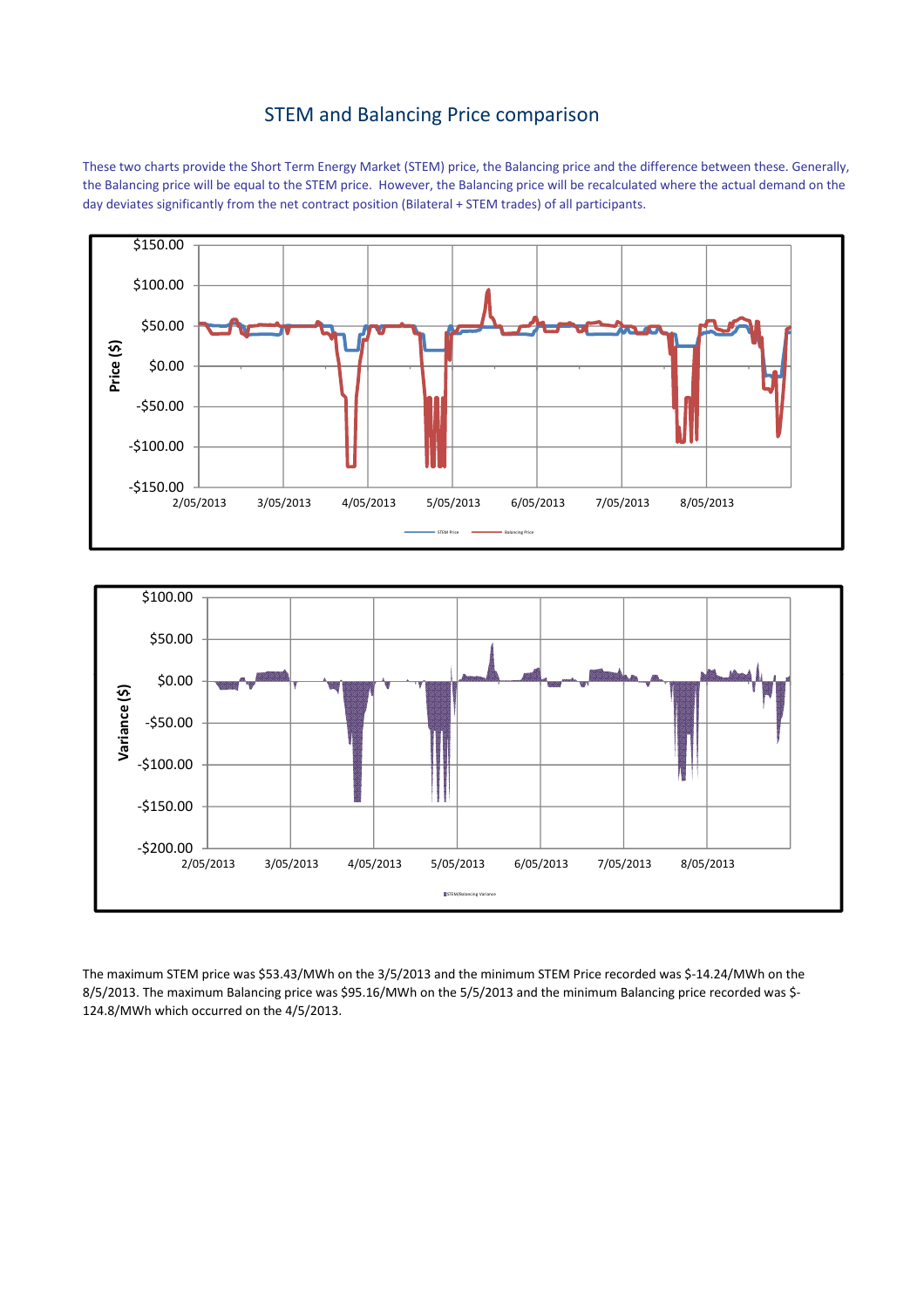# STEM and Balancing Price comparison

These two charts provide the Short Term Energy Market (STEM) price, the Balancing price and the difference between these. Generally, the Balancing price will be equal to the STEM price. However, the Balancing price will be recalculated where the actual demand on the day deviates significantly from the net contract position (Bilateral + STEM trades) of all participants.

Price ($)

$150.00

$100.00

$50.00

$0.00

-$50.00

-$100.00

-$150.00

2/05/2013 3/05/2013 4/05/2013 5/05/2013 6/05/2013 7/05/2013 8/05/2013

STEM Price Balancing Price

Variance ($)

$100.00

$50.00

$0.00

-$50.00

-$100.00

-$150.00

-$200.00

2/05/2013 3/05/2013 4/05/2013 5/05/2013 6/05/2013 7/05/2013 8/05/2013

STEM/Balancing Variance

The maximum STEM price was $53.43/MWh on the 3/5/2013 and the minimum STEM Price recorded was $-14.24/MWh on the 8/5/2013. The maximum Balancing price was $95.16/MWh on the 5/5/2013 and the minimum Balancing price recorded was $-124.8/MWh which occurred on the 4/5/2013.